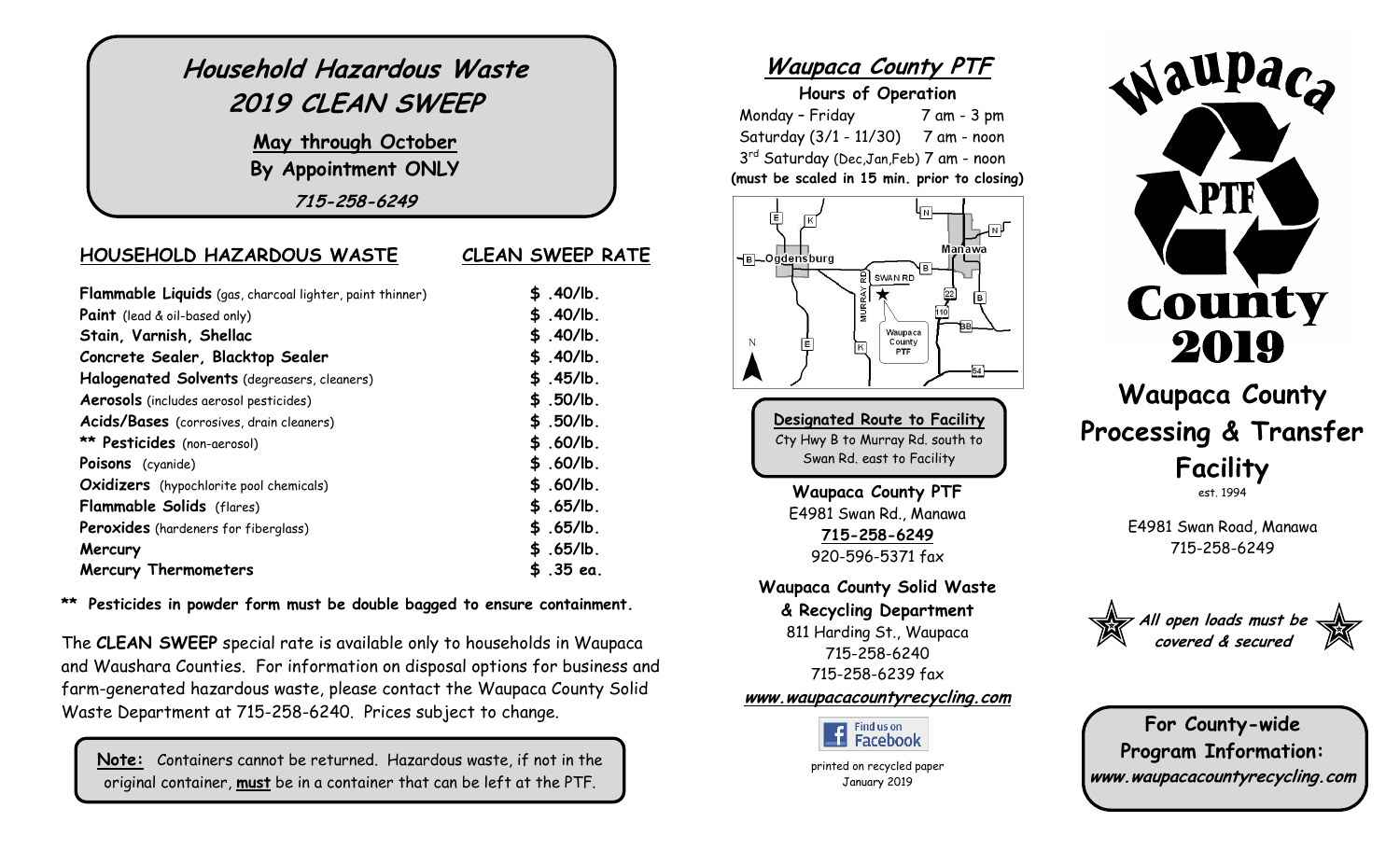# Household Hazardous Waste 2019 CLEAN SWEEP

**May through October**
**By Appointment ONLY**

*715-258-6249*

| HOUSEHOLD HAZARDOUS WASTE | CLEAN SWEEP RATE |
|---|---|
| **Flammable Liquids** (gas, charcoal lighter, paint thinner) | $ .40/lb. |
| **Paint** (lead & oil-based only) | $ .40/lb. |
| **Stain, Varnish, Shellac** | $ .40/lb. |
| **Concrete Sealer, Blacktop Sealer** | $ .40/lb. |
| **Halogenated Solvents** (degreasers, cleaners) | $ .45/lb. |
| **Aerosols** (includes aerosol pesticides) | $ .50/lb. |
| **Acids/Bases** (corrosives, drain cleaners) | $ .50/lb. |
| ** **Pesticides** (non-aerosol) | $ .60/lb. |
| **Poisons** (cyanide) | $ .60/lb. |
| **Oxidizers** (hypochlorite pool chemicals) | $ .60/lb. |
| **Flammable Solids** (flares) | $ .65/lb. |
| **Peroxides** (hardeners for fiberglass) | $ .65/lb. |
| **Mercury** | $ .65/lb. |
| **Mercury Thermometers** | $ .35 ea. |

**\*\* Pesticides in powder form must be double bagged to ensure containment.**

The **CLEAN SWEEP** special rate is available only to households in Waupaca and Waushara Counties. For information on disposal options for business and farm-generated hazardous waste, please contact the Waupaca County Solid Waste Department at 715-258-6240. Prices subject to change.

**Note:** Containers cannot be returned. Hazardous waste, if not in the original container, **must** be in a container that can be left at the PTF.

## Waupaca County PTF

**Hours of Operation**

Monday – Friday 7 am - 3 pm
Saturday (3/1 - 11/30) 7 am - noon
3rd Saturday (Dec,Jan,Feb) 7 am - noon
**(must be scaled in 15 min. prior to closing)**

**Designated Route to Facility**
Cty Hwy B to Murray Rd. south to Swan Rd. east to Facility

**Waupaca County PTF**
E4981 Swan Rd., Manawa
**715-258-6249**
920-596-5371 fax

**Waupaca County Solid Waste & Recycling Department**
811 Harding St., Waupaca
715-258-6240
715-258-6239 fax
***www.waupacacountyrecycling.com***

Find us on Facebook

printed on recycled paper
January 2019

# Waupaca County Processing & Transfer Facility

est. 1994

E4981 Swan Road, Manawa
715-258-6249

***All open loads must be covered & secured***

**For County-wide Program Information:**
***www.waupacacountyrecycling.com***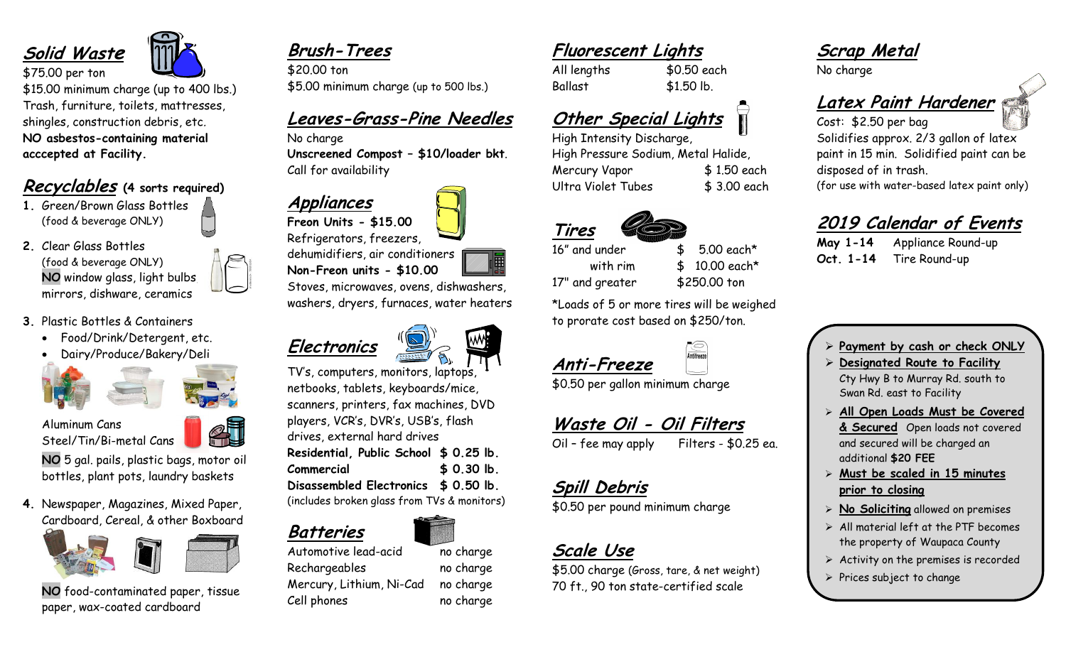## Solid Waste

$75.00 per ton
$15.00 minimum charge (up to 400 lbs.)
Trash, furniture, toilets, mattresses, shingles, construction debris, etc.
**NO asbestos-containing material acccepted at Facility.**

## Recyclables (4 sorts required)

1. Green/Brown Glass Bottles (food & beverage ONLY)
2. Clear Glass Bottles (food & beverage ONLY)
   **NO** window glass, light bulbs mirrors, dishware, ceramics
3. Plastic Bottles & Containers
   - Food/Drink/Detergent, etc.
   - Dairy/Produce/Bakery/Deli

   Aluminum Cans
   Steel/Tin/Bi-metal Cans
   **NO** 5 gal. pails, plastic bags, motor oil bottles, plant pots, laundry baskets
4. Newspaper, Magazines, Mixed Paper, Cardboard, Cereal, & other Boxboard

   **NO** food-contaminated paper, tissue paper, wax-coated cardboard

## Brush-Trees

$20.00 ton
$5.00 minimum charge (up to 500 lbs.)

## Leaves-Grass-Pine Needles

No charge
**Unscreened Compost – $10/loader bkt.**
Call for availability

## Appliances

**Freon Units - $15.00**
Refrigerators, freezers, dehumidifiers, air conditioners
**Non-Freon units - $10.00**
Stoves, microwaves, ovens, dishwashers, washers, dryers, furnaces, water heaters

## Electronics

TV's, computers, monitors, laptops, netbooks, tablets, keyboards/mice, scanners, printers, fax machines, DVD players, VCR's, DVR's, USB's, flash drives, external hard drives

| | |
|---|---|
| **Residential, Public School** | **$ 0.25 lb.** |
| **Commercial** | **$ 0.30 lb.** |
| **Disassembled Electronics** | **$ 0.50 lb.** |

(includes broken glass from TVs & monitors)

## Batteries

| | |
|---|---|
| Automotive lead-acid | no charge |
| Rechargeables | no charge |
| Mercury, Lithium, Ni-Cad | no charge |
| Cell phones | no charge |

## Fluorescent Lights

| | |
|---|---|
| All lengths | $0.50 each |
| Ballast | $1.50 lb. |

## Other Special Lights

High Intensity Discharge,
High Pressure Sodium, Metal Halide,

| | |
|---|---|
| Mercury Vapor | $ 1.50 each |
| Ultra Violet Tubes | $ 3.00 each |

## Tires

| | |
|---|---|
| 16" and under | $ 5.00 each* |
| with rim | $ 10.00 each* |
| 17" and greater | $250.00 ton |

*Loads of 5 or more tires will be weighed to prorate cost based on $250/ton.

## Anti-Freeze

$0.50 per gallon minimum charge

## Waste Oil - Oil Filters

Oil – fee may apply     Filters - $0.25 ea.

## Spill Debris

$0.50 per pound minimum charge

## Scale Use

$5.00 charge (Gross, tare, & net weight)
70 ft., 90 ton state-certified scale

## Scrap Metal

No charge

## Latex Paint Hardener

Cost: $2.50 per bag
Solidifies approx. 2/3 gallon of latex paint in 15 min. Solidified paint can be disposed of in trash.
(for use with water-based latex paint only)

## 2019 Calendar of Events

| | |
|---|---|
| **May 1-14** | Appliance Round-up |
| **Oct. 1-14** | Tire Round-up |

- **Payment by cash or check ONLY**
- **Designated Route to Facility** Cty Hwy B to Murray Rd. south to Swan Rd. east to Facility
- **All Open Loads Must be Covered & Secured** Open loads not covered and secured will be charged an additional **$20 FEE**
- **Must be scaled in 15 minutes prior to closing**
- **No Soliciting** allowed on premises
- All material left at the PTF becomes the property of Waupaca County
- Activity on the premises is recorded
- Prices subject to change